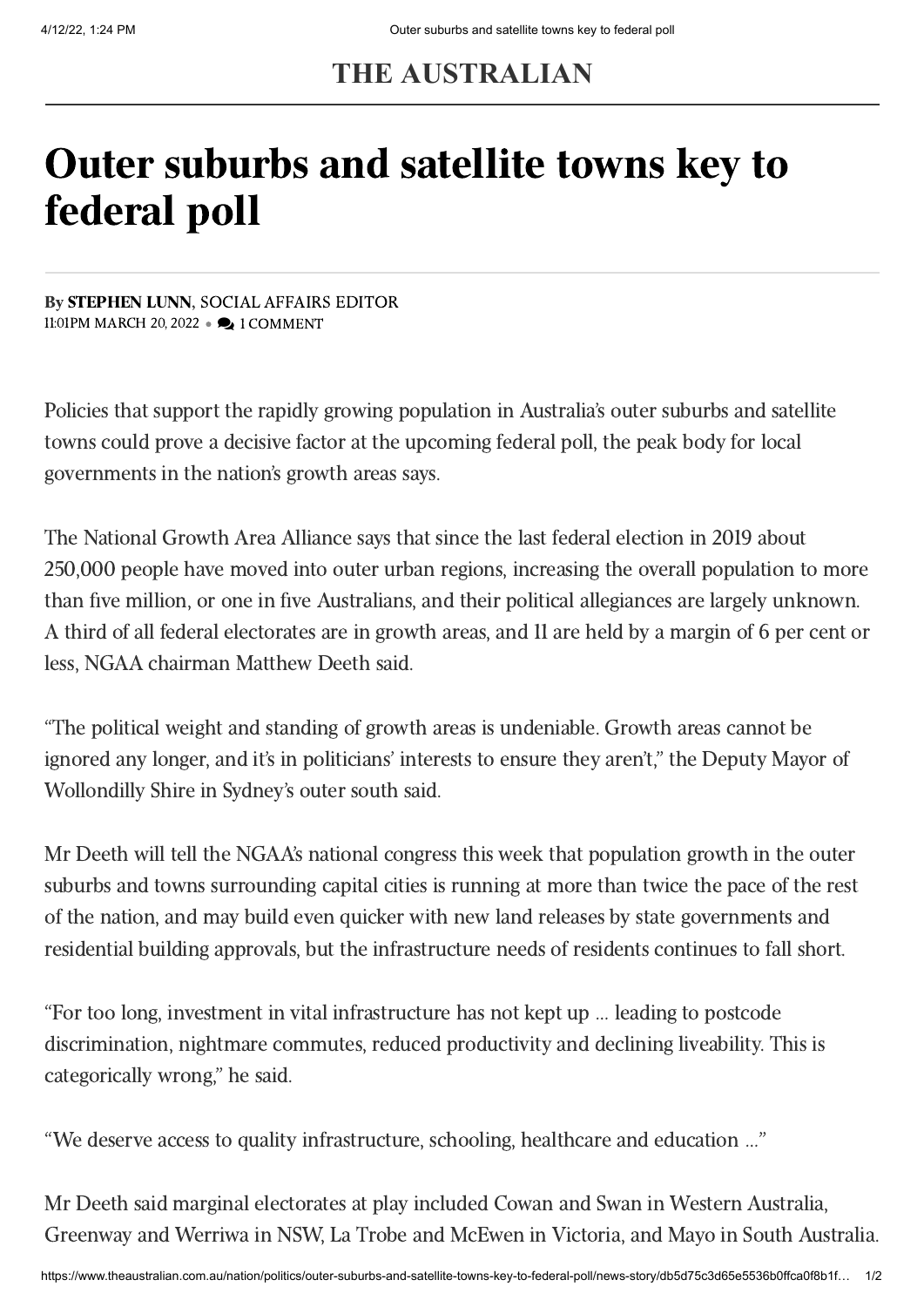**THE AUSTRALIAN**

# Outer suburbs and satellite towns key to federal poll

By **STEPHEN LUNN**, SOCIAL AFFAIRS EDITOR
11:01PM MARCH 20, 2022 • 1 COMMENT

Policies that support the rapidly growing population in Australia's outer suburbs and satellite towns could prove a decisive factor at the upcoming federal poll, the peak body for local governments in the nation's growth areas says.

The National Growth Area Alliance says that since the last federal election in 2019 about 250,000 people have moved into outer urban regions, increasing the overall population to more than five million, or one in five Australians, and their political allegiances are largely unknown. A third of all federal electorates are in growth areas, and 11 are held by a margin of 6 per cent or less, NGAA chairman Matthew Deeth said.

"The political weight and standing of growth areas is undeniable. Growth areas cannot be ignored any longer, and it's in politicians' interests to ensure they aren't," the Deputy Mayor of Wollondilly Shire in Sydney's outer south said.

Mr Deeth will tell the NGAA's national congress this week that population growth in the outer suburbs and towns surrounding capital cities is running at more than twice the pace of the rest of the nation, and may build even quicker with new land releases by state governments and residential building approvals, but the infrastructure needs of residents continues to fall short.

"For too long, investment in vital infrastructure has not kept up ... leading to postcode discrimination, nightmare commutes, reduced productivity and declining liveability. This is categorically wrong," he said.

"We deserve access to quality infrastructure, schooling, healthcare and education ..."

Mr Deeth said marginal electorates at play included Cowan and Swan in Western Australia, Greenway and Werriwa in NSW, La Trobe and McEwen in Victoria, and Mayo in South Australia.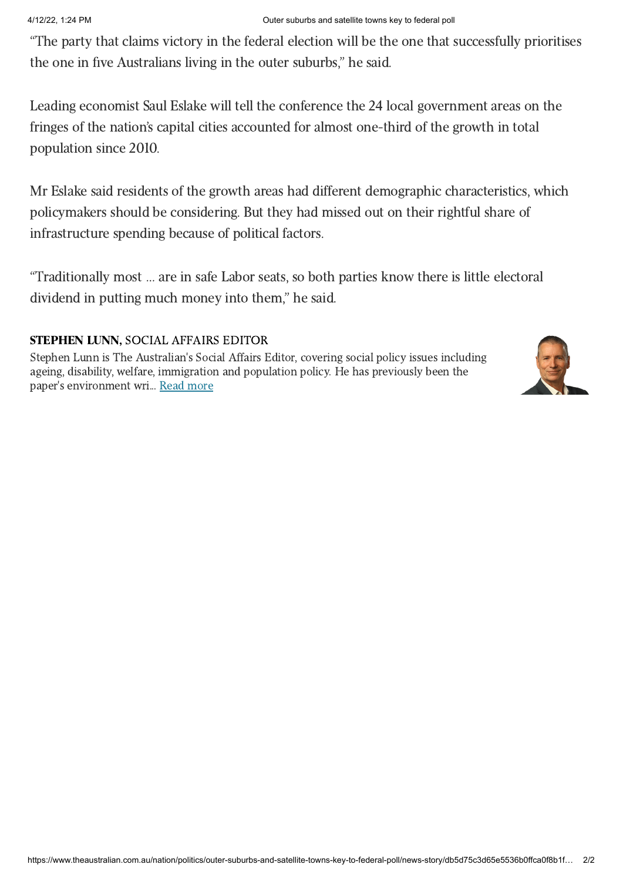"The party that claims victory in the federal election will be the one that successfully prioritises the one in five Australians living in the outer suburbs," he said.

Leading economist Saul Eslake will tell the conference the 24 local government areas on the fringes of the nation's capital cities accounted for almost one-third of the growth in total population since 2010.

Mr Eslake said residents of the growth areas had different demographic characteristics, which policymakers should be considering. But they had missed out on their rightful share of infrastructure spending because of political factors.

"Traditionally most … are in safe Labor seats, so both parties know there is little electoral dividend in putting much money into them," he said.

**STEPHEN LUNN,** SOCIAL AFFAIRS EDITOR

Stephen Lunn is The Australian's Social Affairs Editor, covering social policy issues including ageing, disability, welfare, immigration and population policy. He has previously been the paper's environment wri... Read more